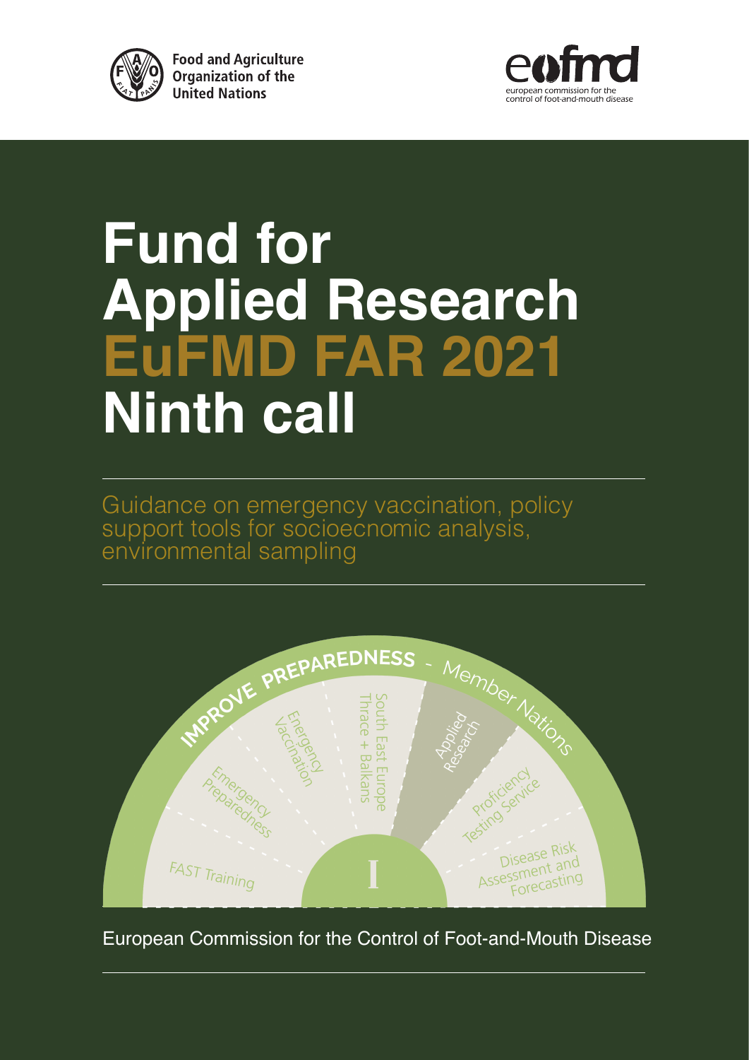Food and Agriculture Organization of the United Nations

eufmd — european commission for the control of foot-and-mouth disease

# Fund for Applied Research EuFMD FAR 2021 Ninth call

Guidance on emergency vaccination, policy support tools for socioecnomic analysis, environmental sampling

IMPROVE PREPAREDNESS - Member Nations

FAST Training

Emergency Preparedness

Emergency Vaccination

South East Europe Thrace + Balkans

Applied Research

Proficiency Testing Service

Disease Risk Assessment and Forecasting

I

European Commission for the Control of Foot-and-Mouth Disease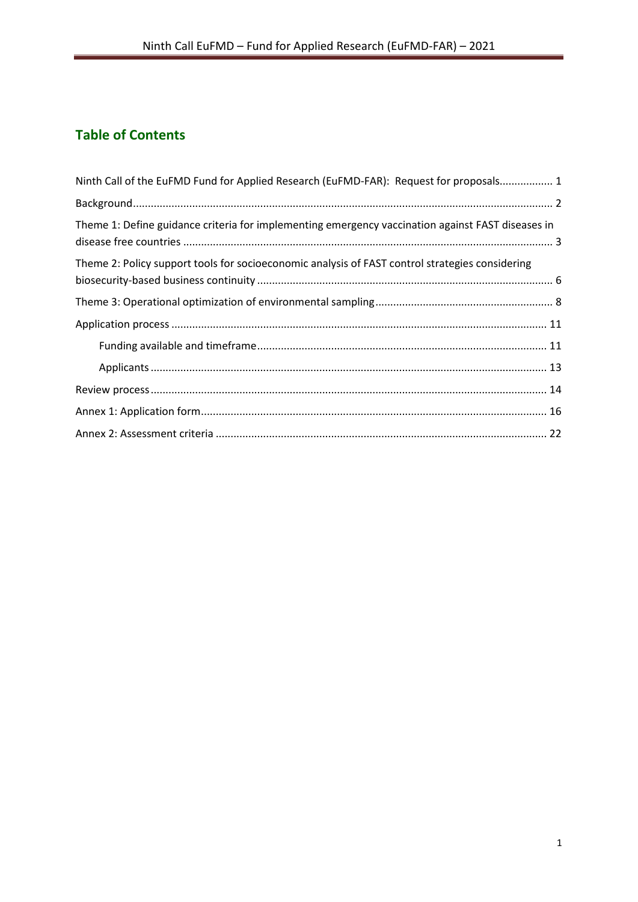## Table of Contents

Ninth Call of the EuFMD Fund for Applied Research (EuFMD-FAR): Request for proposals.................. 1

Background.......................................................................................................................... 2

Theme 1: Define guidance criteria for implementing emergency vaccination against FAST diseases in disease free countries .......................................................................................................... 3

Theme 2: Policy support tools for socioeconomic analysis of FAST control strategies considering biosecurity-based business continuity .................................................................................. 6

Theme 3: Operational optimization of environmental sampling........................................................... 8

Application process ............................................................................................................ 11

- Funding available and timeframe............................................................................... 11
- Applicants ................................................................................................................... 13

Review process.................................................................................................................... 14

Annex 1: Application form.................................................................................................. 16

Annex 2: Assessment criteria .............................................................................................. 22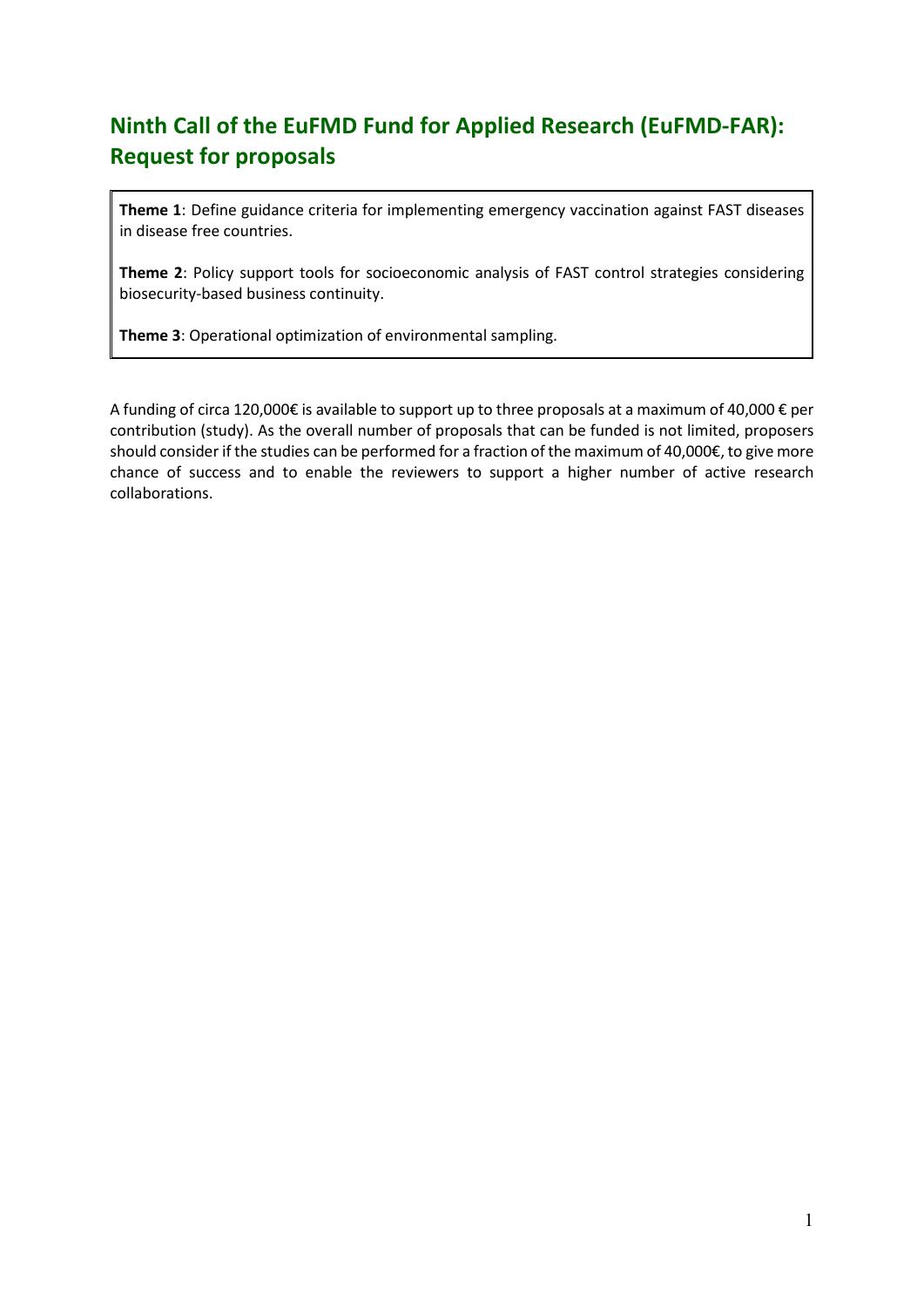# Ninth Call of the EuFMD Fund for Applied Research (EuFMD-FAR): Request for proposals

**Theme 1**: Define guidance criteria for implementing emergency vaccination against FAST diseases in disease free countries.

**Theme 2**: Policy support tools for socioeconomic analysis of FAST control strategies considering biosecurity-based business continuity.

**Theme 3**: Operational optimization of environmental sampling.

A funding of circa 120,000€ is available to support up to three proposals at a maximum of 40,000 € per contribution (study). As the overall number of proposals that can be funded is not limited, proposers should consider if the studies can be performed for a fraction of the maximum of 40,000€, to give more chance of success and to enable the reviewers to support a higher number of active research collaborations.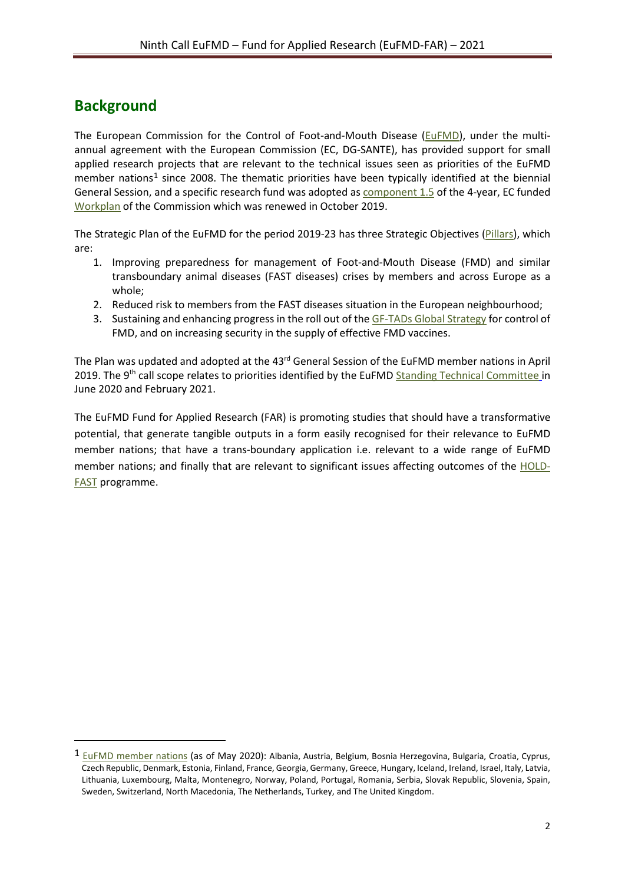## Background

The European Commission for the Control of Foot-and-Mouth Disease (EuFMD), under the multi-annual agreement with the European Commission (EC, DG-SANTE), has provided support for small applied research projects that are relevant to the technical issues seen as priorities of the EuFMD member nations[1] since 2008. The thematic priorities have been typically identified at the biennial General Session, and a specific research fund was adopted as component 1.5 of the 4-year, EC funded Workplan of the Commission which was renewed in October 2019.

The Strategic Plan of the EuFMD for the period 2019-23 has three Strategic Objectives (Pillars), which are:

1. Improving preparedness for management of Foot-and-Mouth Disease (FMD) and similar transboundary animal diseases (FAST diseases) crises by members and across Europe as a whole;
2. Reduced risk to members from the FAST diseases situation in the European neighbourhood;
3. Sustaining and enhancing progress in the roll out of the GF-TADs Global Strategy for control of FMD, and on increasing security in the supply of effective FMD vaccines.

The Plan was updated and adopted at the 43rd General Session of the EuFMD member nations in April 2019. The 9th call scope relates to priorities identified by the EuFMD Standing Technical Committee in June 2020 and February 2021.

The EuFMD Fund for Applied Research (FAR) is promoting studies that should have a transformative potential, that generate tangible outputs in a form easily recognised for their relevance to EuFMD member nations; that have a trans-boundary application i.e. relevant to a wide range of EuFMD member nations; and finally that are relevant to significant issues affecting outcomes of the HOLD-FAST programme.

---

[1] EuFMD member nations (as of May 2020): Albania, Austria, Belgium, Bosnia Herzegovina, Bulgaria, Croatia, Cyprus, Czech Republic, Denmark, Estonia, Finland, France, Georgia, Germany, Greece, Hungary, Iceland, Ireland, Israel, Italy, Latvia, Lithuania, Luxembourg, Malta, Montenegro, Norway, Poland, Portugal, Romania, Serbia, Slovak Republic, Slovenia, Spain, Sweden, Switzerland, North Macedonia, The Netherlands, Turkey, and The United Kingdom.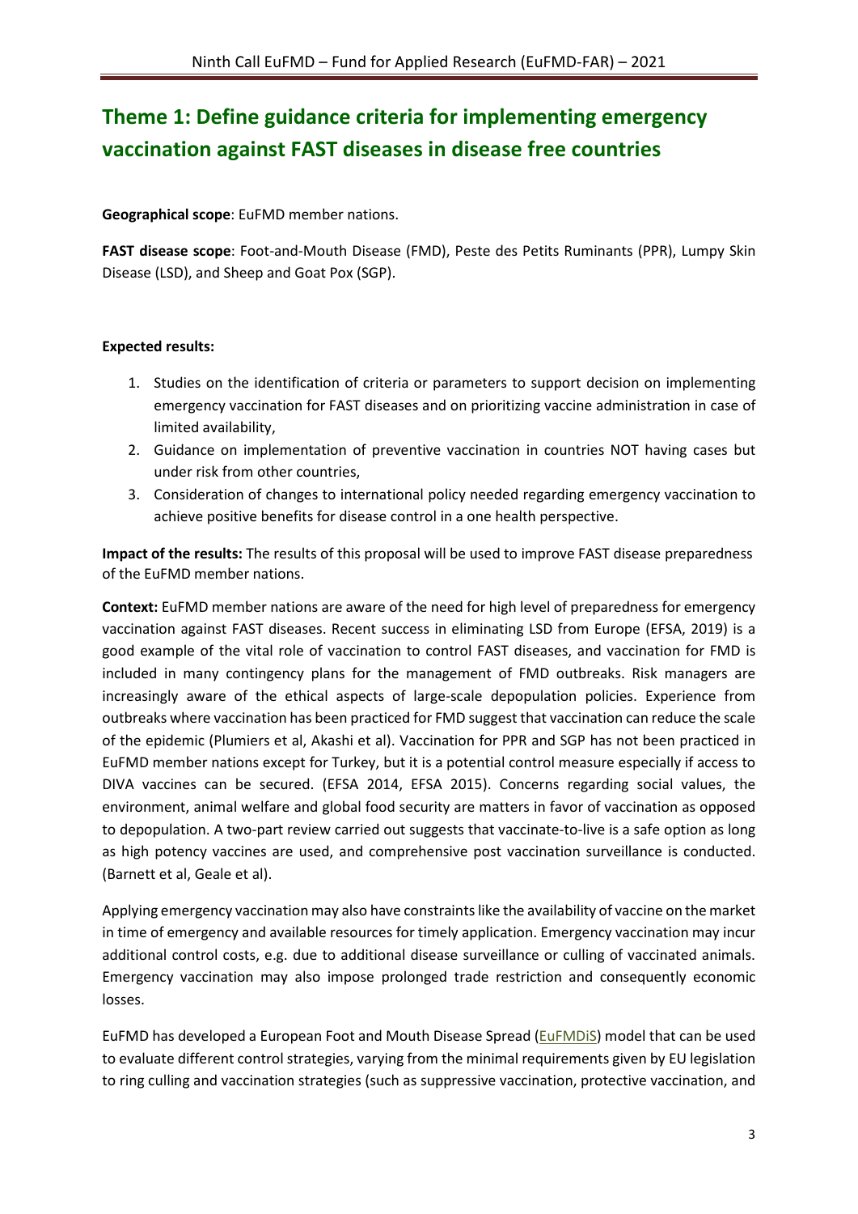## Theme 1: Define guidance criteria for implementing emergency vaccination against FAST diseases in disease free countries

**Geographical scope**: EuFMD member nations.

**FAST disease scope**: Foot-and-Mouth Disease (FMD), Peste des Petits Ruminants (PPR), Lumpy Skin Disease (LSD), and Sheep and Goat Pox (SGP).

**Expected results:**

1. Studies on the identification of criteria or parameters to support decision on implementing emergency vaccination for FAST diseases and on prioritizing vaccine administration in case of limited availability,
2. Guidance on implementation of preventive vaccination in countries NOT having cases but under risk from other countries,
3. Consideration of changes to international policy needed regarding emergency vaccination to achieve positive benefits for disease control in a one health perspective.

**Impact of the results:** The results of this proposal will be used to improve FAST disease preparedness of the EuFMD member nations.

**Context:** EuFMD member nations are aware of the need for high level of preparedness for emergency vaccination against FAST diseases. Recent success in eliminating LSD from Europe (EFSA, 2019) is a good example of the vital role of vaccination to control FAST diseases, and vaccination for FMD is included in many contingency plans for the management of FMD outbreaks. Risk managers are increasingly aware of the ethical aspects of large-scale depopulation policies. Experience from outbreaks where vaccination has been practiced for FMD suggest that vaccination can reduce the scale of the epidemic (Plumiers et al, Akashi et al). Vaccination for PPR and SGP has not been practiced in EuFMD member nations except for Turkey, but it is a potential control measure especially if access to DIVA vaccines can be secured. (EFSA 2014, EFSA 2015). Concerns regarding social values, the environment, animal welfare and global food security are matters in favor of vaccination as opposed to depopulation. A two-part review carried out suggests that vaccinate-to-live is a safe option as long as high potency vaccines are used, and comprehensive post vaccination surveillance is conducted. (Barnett et al, Geale et al).

Applying emergency vaccination may also have constraints like the availability of vaccine on the market in time of emergency and available resources for timely application. Emergency vaccination may incur additional control costs, e.g. due to additional disease surveillance or culling of vaccinated animals. Emergency vaccination may also impose prolonged trade restriction and consequently economic losses.

EuFMD has developed a European Foot and Mouth Disease Spread (EuFMDiS) model that can be used to evaluate different control strategies, varying from the minimal requirements given by EU legislation to ring culling and vaccination strategies (such as suppressive vaccination, protective vaccination, and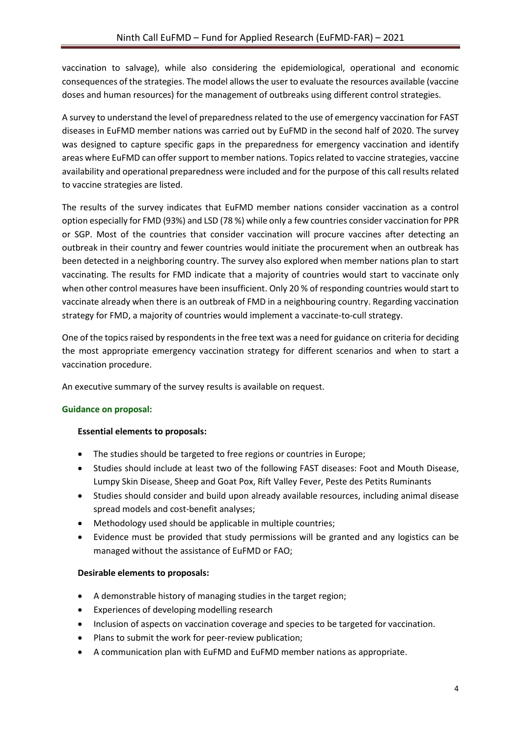vaccination to salvage), while also considering the epidemiological, operational and economic consequences of the strategies. The model allows the user to evaluate the resources available (vaccine doses and human resources) for the management of outbreaks using different control strategies.

A survey to understand the level of preparedness related to the use of emergency vaccination for FAST diseases in EuFMD member nations was carried out by EuFMD in the second half of 2020. The survey was designed to capture specific gaps in the preparedness for emergency vaccination and identify areas where EuFMD can offer support to member nations. Topics related to vaccine strategies, vaccine availability and operational preparedness were included and for the purpose of this call results related to vaccine strategies are listed.

The results of the survey indicates that EuFMD member nations consider vaccination as a control option especially for FMD (93%) and LSD (78 %) while only a few countries consider vaccination for PPR or SGP. Most of the countries that consider vaccination will procure vaccines after detecting an outbreak in their country and fewer countries would initiate the procurement when an outbreak has been detected in a neighboring country. The survey also explored when member nations plan to start vaccinating. The results for FMD indicate that a majority of countries would start to vaccinate only when other control measures have been insufficient. Only 20 % of responding countries would start to vaccinate already when there is an outbreak of FMD in a neighbouring country. Regarding vaccination strategy for FMD, a majority of countries would implement a vaccinate-to-cull strategy.

One of the topics raised by respondents in the free text was a need for guidance on criteria for deciding the most appropriate emergency vaccination strategy for different scenarios and when to start a vaccination procedure.

An executive summary of the survey results is available on request.

**Guidance on proposal:**

**Essential elements to proposals:**

- The studies should be targeted to free regions or countries in Europe;
- Studies should include at least two of the following FAST diseases: Foot and Mouth Disease, Lumpy Skin Disease, Sheep and Goat Pox, Rift Valley Fever, Peste des Petits Ruminants
- Studies should consider and build upon already available resources, including animal disease spread models and cost-benefit analyses;
- Methodology used should be applicable in multiple countries;
- Evidence must be provided that study permissions will be granted and any logistics can be managed without the assistance of EuFMD or FAO;

**Desirable elements to proposals:**

- A demonstrable history of managing studies in the target region;
- Experiences of developing modelling research
- Inclusion of aspects on vaccination coverage and species to be targeted for vaccination.
- Plans to submit the work for peer-review publication;
- A communication plan with EuFMD and EuFMD member nations as appropriate.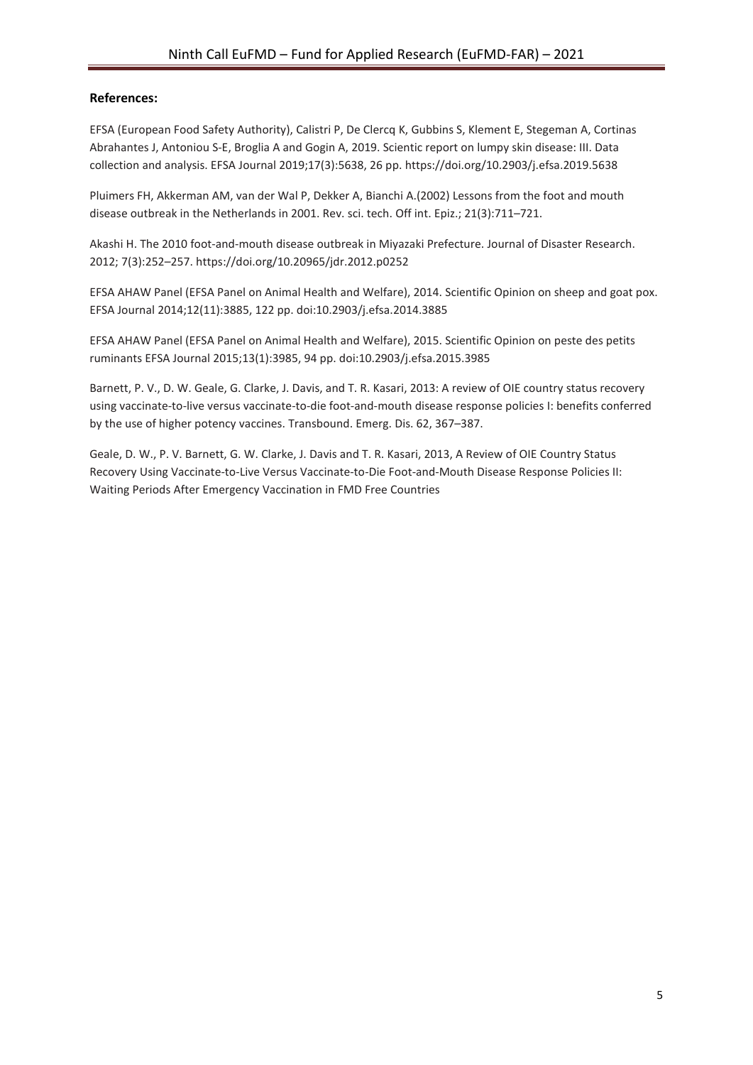**References:**

EFSA (European Food Safety Authority), Calistri P, De Clercq K, Gubbins S, Klement E, Stegeman A, Cortinas Abrahantes J, Antoniou S-E, Broglia A and Gogin A, 2019. Scientic report on lumpy skin disease: III. Data collection and analysis. EFSA Journal 2019;17(3):5638, 26 pp. https://doi.org/10.2903/j.efsa.2019.5638

Pluimers FH, Akkerman AM, van der Wal P, Dekker A, Bianchi A.(2002) Lessons from the foot and mouth disease outbreak in the Netherlands in 2001. Rev. sci. tech. Off int. Epiz.; 21(3):711–721.

Akashi H. The 2010 foot-and-mouth disease outbreak in Miyazaki Prefecture. Journal of Disaster Research. 2012; 7(3):252–257. https://doi.org/10.20965/jdr.2012.p0252

EFSA AHAW Panel (EFSA Panel on Animal Health and Welfare), 2014. Scientific Opinion on sheep and goat pox. EFSA Journal 2014;12(11):3885, 122 pp. doi:10.2903/j.efsa.2014.3885

EFSA AHAW Panel (EFSA Panel on Animal Health and Welfare), 2015. Scientific Opinion on peste des petits ruminants EFSA Journal 2015;13(1):3985, 94 pp. doi:10.2903/j.efsa.2015.3985

Barnett, P. V., D. W. Geale, G. Clarke, J. Davis, and T. R. Kasari, 2013: A review of OIE country status recovery using vaccinate-to-live versus vaccinate-to-die foot-and-mouth disease response policies I: benefits conferred by the use of higher potency vaccines. Transbound. Emerg. Dis. 62, 367–387.

Geale, D. W., P. V. Barnett, G. W. Clarke, J. Davis and T. R. Kasari, 2013, A Review of OIE Country Status Recovery Using Vaccinate-to-Live Versus Vaccinate-to-Die Foot-and-Mouth Disease Response Policies II: Waiting Periods After Emergency Vaccination in FMD Free Countries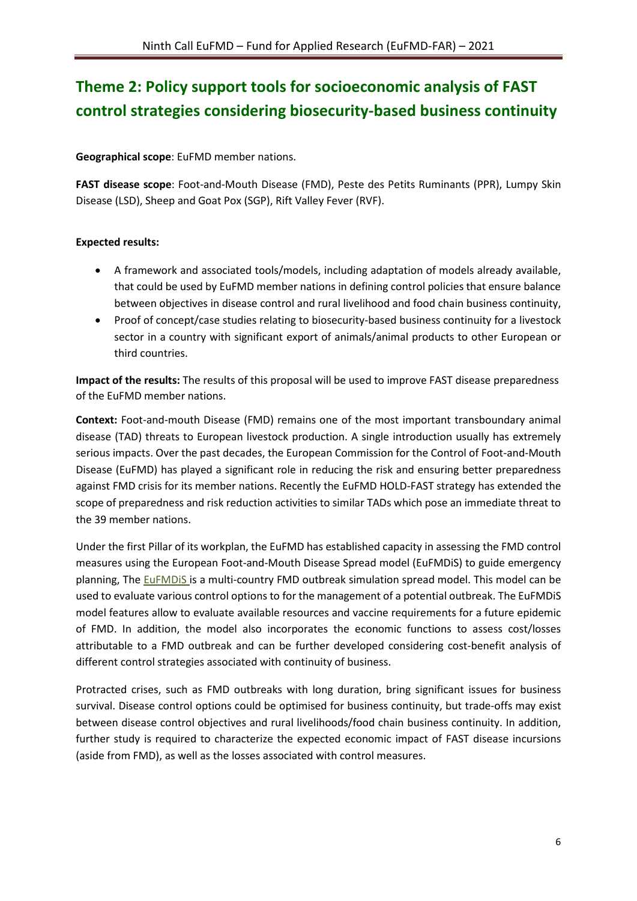## Theme 2: Policy support tools for socioeconomic analysis of FAST control strategies considering biosecurity-based business continuity

**Geographical scope**: EuFMD member nations.

**FAST disease scope**: Foot-and-Mouth Disease (FMD), Peste des Petits Ruminants (PPR), Lumpy Skin Disease (LSD), Sheep and Goat Pox (SGP), Rift Valley Fever (RVF).

**Expected results:**

- A framework and associated tools/models, including adaptation of models already available, that could be used by EuFMD member nations in defining control policies that ensure balance between objectives in disease control and rural livelihood and food chain business continuity,
- Proof of concept/case studies relating to biosecurity-based business continuity for a livestock sector in a country with significant export of animals/animal products to other European or third countries.

**Impact of the results:** The results of this proposal will be used to improve FAST disease preparedness of the EuFMD member nations.

**Context:** Foot-and-mouth Disease (FMD) remains one of the most important transboundary animal disease (TAD) threats to European livestock production. A single introduction usually has extremely serious impacts. Over the past decades, the European Commission for the Control of Foot-and-Mouth Disease (EuFMD) has played a significant role in reducing the risk and ensuring better preparedness against FMD crisis for its member nations. Recently the EuFMD HOLD-FAST strategy has extended the scope of preparedness and risk reduction activities to similar TADs which pose an immediate threat to the 39 member nations.

Under the first Pillar of its workplan, the EuFMD has established capacity in assessing the FMD control measures using the European Foot-and-Mouth Disease Spread model (EuFMDiS) to guide emergency planning, The EuFMDiS is a multi-country FMD outbreak simulation spread model. This model can be used to evaluate various control options to for the management of a potential outbreak. The EuFMDiS model features allow to evaluate available resources and vaccine requirements for a future epidemic of FMD. In addition, the model also incorporates the economic functions to assess cost/losses attributable to a FMD outbreak and can be further developed considering cost-benefit analysis of different control strategies associated with continuity of business.

Protracted crises, such as FMD outbreaks with long duration, bring significant issues for business survival. Disease control options could be optimised for business continuity, but trade-offs may exist between disease control objectives and rural livelihoods/food chain business continuity. In addition, further study is required to characterize the expected economic impact of FAST disease incursions (aside from FMD), as well as the losses associated with control measures.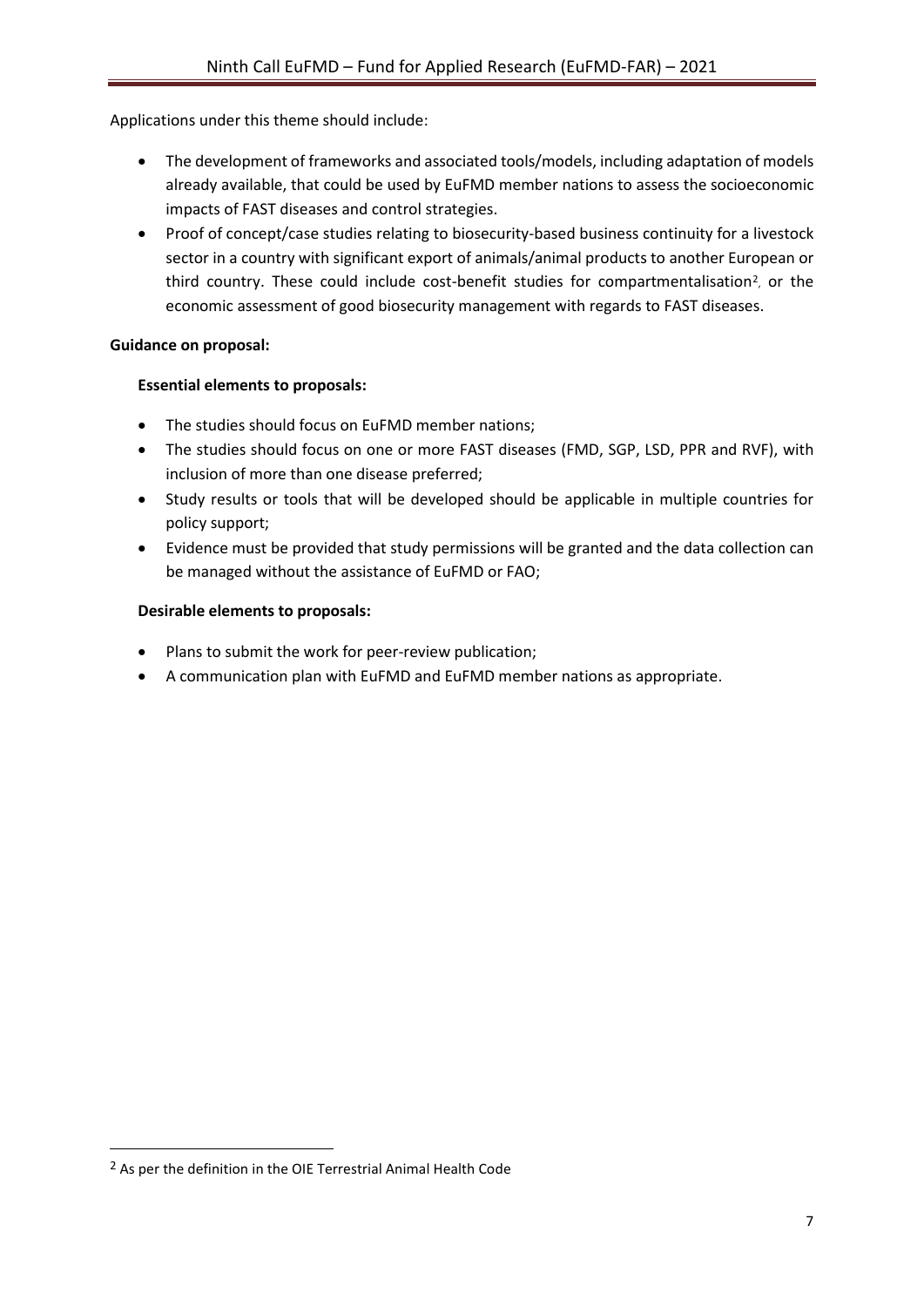Applications under this theme should include:

- The development of frameworks and associated tools/models, including adaptation of models already available, that could be used by EuFMD member nations to assess the socioeconomic impacts of FAST diseases and control strategies.
- Proof of concept/case studies relating to biosecurity-based business continuity for a livestock sector in a country with significant export of animals/animal products to another European or third country. These could include cost-benefit studies for compartmentalisation[2], or the economic assessment of good biosecurity management with regards to FAST diseases.

**Guidance on proposal:**

**Essential elements to proposals:**

- The studies should focus on EuFMD member nations;
- The studies should focus on one or more FAST diseases (FMD, SGP, LSD, PPR and RVF), with inclusion of more than one disease preferred;
- Study results or tools that will be developed should be applicable in multiple countries for policy support;
- Evidence must be provided that study permissions will be granted and the data collection can be managed without the assistance of EuFMD or FAO;

**Desirable elements to proposals:**

- Plans to submit the work for peer-review publication;
- A communication plan with EuFMD and EuFMD member nations as appropriate.

[2] As per the definition in the OIE Terrestrial Animal Health Code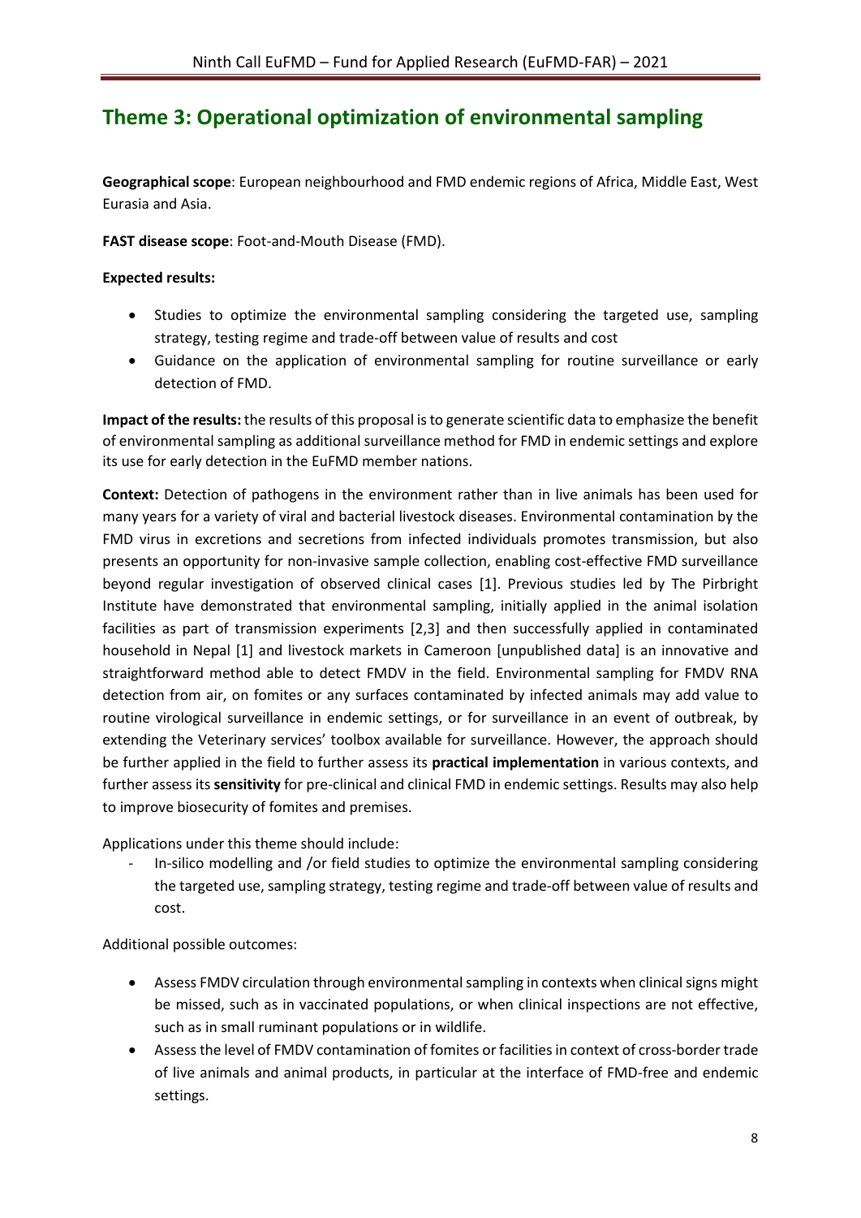## Theme 3: Operational optimization of environmental sampling

**Geographical scope**: European neighbourhood and FMD endemic regions of Africa, Middle East, West Eurasia and Asia.

**FAST disease scope**: Foot-and-Mouth Disease (FMD).

**Expected results:**

- Studies to optimize the environmental sampling considering the targeted use, sampling strategy, testing regime and trade-off between value of results and cost
- Guidance on the application of environmental sampling for routine surveillance or early detection of FMD.

**Impact of the results:** the results of this proposal is to generate scientific data to emphasize the benefit of environmental sampling as additional surveillance method for FMD in endemic settings and explore its use for early detection in the EuFMD member nations.

**Context:** Detection of pathogens in the environment rather than in live animals has been used for many years for a variety of viral and bacterial livestock diseases. Environmental contamination by the FMD virus in excretions and secretions from infected individuals promotes transmission, but also presents an opportunity for non-invasive sample collection, enabling cost-effective FMD surveillance beyond regular investigation of observed clinical cases [1]. Previous studies led by The Pirbright Institute have demonstrated that environmental sampling, initially applied in the animal isolation facilities as part of transmission experiments [2,3] and then successfully applied in contaminated household in Nepal [1] and livestock markets in Cameroon [unpublished data] is an innovative and straightforward method able to detect FMDV in the field. Environmental sampling for FMDV RNA detection from air, on fomites or any surfaces contaminated by infected animals may add value to routine virological surveillance in endemic settings, or for surveillance in an event of outbreak, by extending the Veterinary services' toolbox available for surveillance. However, the approach should be further applied in the field to further assess its **practical implementation** in various contexts, and further assess its **sensitivity** for pre-clinical and clinical FMD in endemic settings. Results may also help to improve biosecurity of fomites and premises.

Applications under this theme should include:

- In-silico modelling and /or field studies to optimize the environmental sampling considering the targeted use, sampling strategy, testing regime and trade-off between value of results and cost.

Additional possible outcomes:

- Assess FMDV circulation through environmental sampling in contexts when clinical signs might be missed, such as in vaccinated populations, or when clinical inspections are not effective, such as in small ruminant populations or in wildlife.
- Assess the level of FMDV contamination of fomites or facilities in context of cross-border trade of live animals and animal products, in particular at the interface of FMD-free and endemic settings.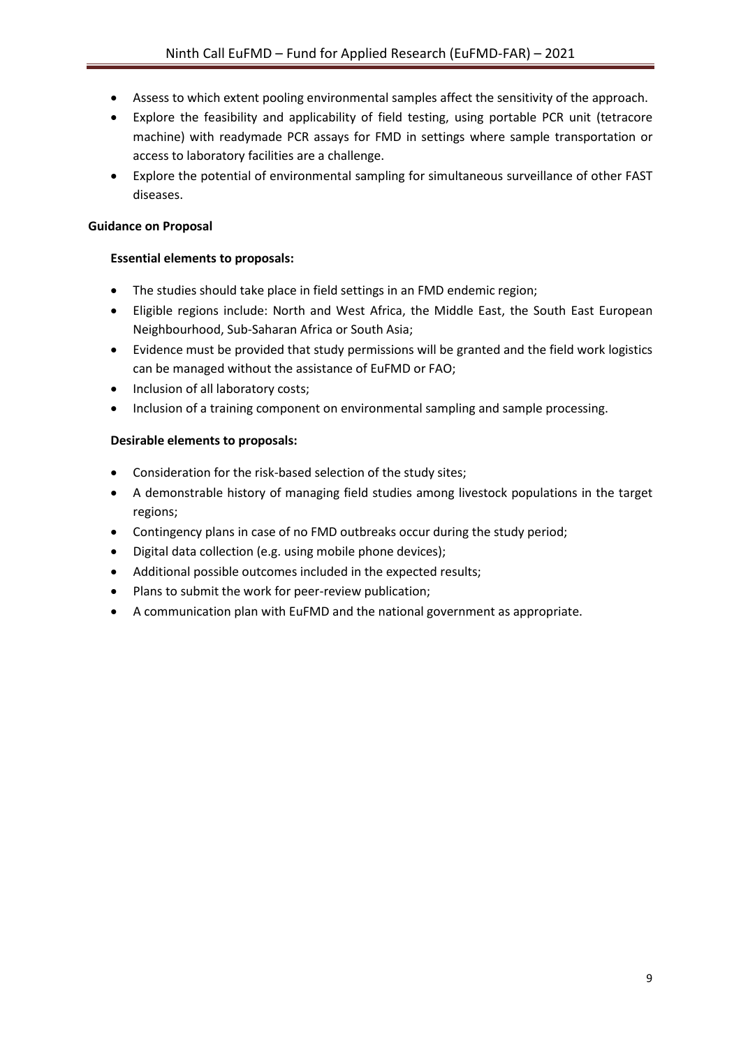- Assess to which extent pooling environmental samples affect the sensitivity of the approach.
- Explore the feasibility and applicability of field testing, using portable PCR unit (tetracore machine) with readymade PCR assays for FMD in settings where sample transportation or access to laboratory facilities are a challenge.
- Explore the potential of environmental sampling for simultaneous surveillance of other FAST diseases.

**Guidance on Proposal**

**Essential elements to proposals:**

- The studies should take place in field settings in an FMD endemic region;
- Eligible regions include: North and West Africa, the Middle East, the South East European Neighbourhood, Sub-Saharan Africa or South Asia;
- Evidence must be provided that study permissions will be granted and the field work logistics can be managed without the assistance of EuFMD or FAO;
- Inclusion of all laboratory costs;
- Inclusion of a training component on environmental sampling and sample processing.

**Desirable elements to proposals:**

- Consideration for the risk-based selection of the study sites;
- A demonstrable history of managing field studies among livestock populations in the target regions;
- Contingency plans in case of no FMD outbreaks occur during the study period;
- Digital data collection (e.g. using mobile phone devices);
- Additional possible outcomes included in the expected results;
- Plans to submit the work for peer-review publication;
- A communication plan with EuFMD and the national government as appropriate.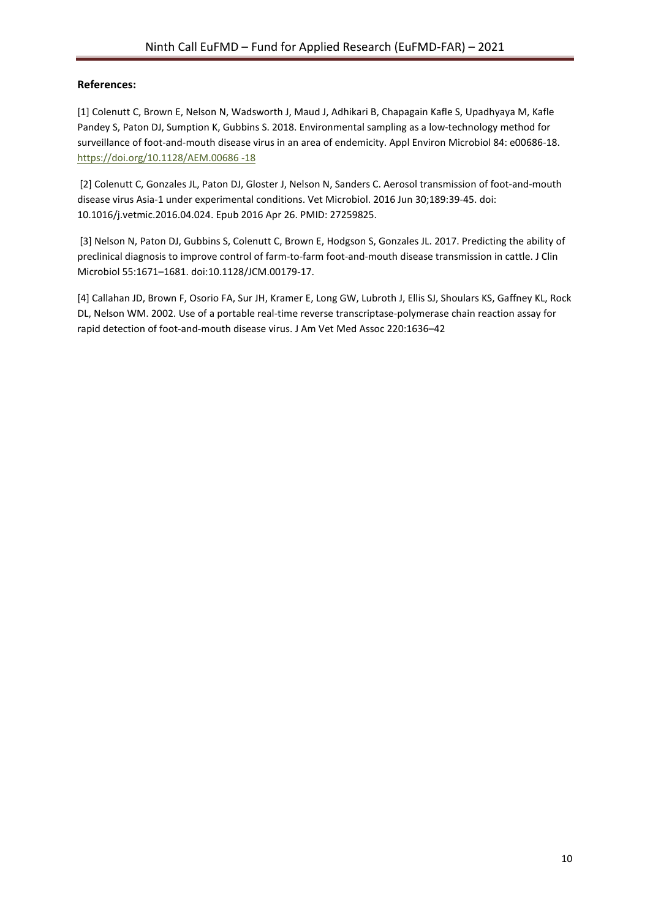**References:**

[1] Colenutt C, Brown E, Nelson N, Wadsworth J, Maud J, Adhikari B, Chapagain Kafle S, Upadhyaya M, Kafle Pandey S, Paton DJ, Sumption K, Gubbins S. 2018. Environmental sampling as a low-technology method for surveillance of foot-and-mouth disease virus in an area of endemicity. Appl Environ Microbiol 84: e00686-18. https://doi.org/10.1128/AEM.00686 -18

[2] Colenutt C, Gonzales JL, Paton DJ, Gloster J, Nelson N, Sanders C. Aerosol transmission of foot-and-mouth disease virus Asia-1 under experimental conditions. Vet Microbiol. 2016 Jun 30;189:39-45. doi: 10.1016/j.vetmic.2016.04.024. Epub 2016 Apr 26. PMID: 27259825.

[3] Nelson N, Paton DJ, Gubbins S, Colenutt C, Brown E, Hodgson S, Gonzales JL. 2017. Predicting the ability of preclinical diagnosis to improve control of farm-to-farm foot-and-mouth disease transmission in cattle. J Clin Microbiol 55:1671–1681. doi:10.1128/JCM.00179-17.

[4] Callahan JD, Brown F, Osorio FA, Sur JH, Kramer E, Long GW, Lubroth J, Ellis SJ, Shoulars KS, Gaffney KL, Rock DL, Nelson WM. 2002. Use of a portable real-time reverse transcriptase-polymerase chain reaction assay for rapid detection of foot-and-mouth disease virus. J Am Vet Med Assoc 220:1636–42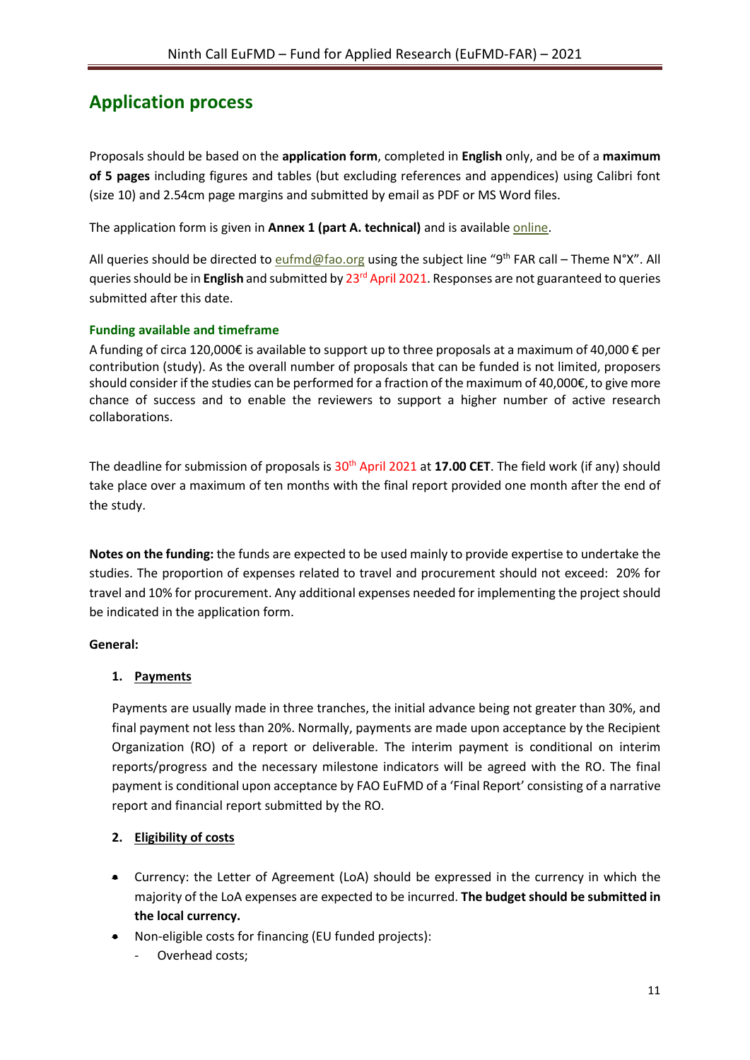## Application process

Proposals should be based on the **application form**, completed in **English** only, and be of a **maximum of 5 pages** including figures and tables (but excluding references and appendices) using Calibri font (size 10) and 2.54cm page margins and submitted by email as PDF or MS Word files.

The application form is given in **Annex 1 (part A. technical)** and is available online.

All queries should be directed to eufmd@fao.org using the subject line "9th FAR call – Theme N°X". All queries should be in **English** and submitted by 23rd April 2021. Responses are not guaranteed to queries submitted after this date.

### Funding available and timeframe

A funding of circa 120,000€ is available to support up to three proposals at a maximum of 40,000 € per contribution (study). As the overall number of proposals that can be funded is not limited, proposers should consider if the studies can be performed for a fraction of the maximum of 40,000€, to give more chance of success and to enable the reviewers to support a higher number of active research collaborations.

The deadline for submission of proposals is 30th April 2021 at **17.00 CET**. The field work (if any) should take place over a maximum of ten months with the final report provided one month after the end of the study.

**Notes on the funding:** the funds are expected to be used mainly to provide expertise to undertake the studies. The proportion of expenses related to travel and procurement should not exceed: 20% for travel and 10% for procurement. Any additional expenses needed for implementing the project should be indicated in the application form.

**General:**

1. **Payments**

   Payments are usually made in three tranches, the initial advance being not greater than 30%, and final payment not less than 20%. Normally, payments are made upon acceptance by the Recipient Organization (RO) of a report or deliverable. The interim payment is conditional on interim reports/progress and the necessary milestone indicators will be agreed with the RO. The final payment is conditional upon acceptance by FAO EuFMD of a 'Final Report' consisting of a narrative report and financial report submitted by the RO.

2. **Eligibility of costs**

- Currency: the Letter of Agreement (LoA) should be expressed in the currency in which the majority of the LoA expenses are expected to be incurred. **The budget should be submitted in the local currency.**
- Non-eligible costs for financing (EU funded projects):
  - Overhead costs;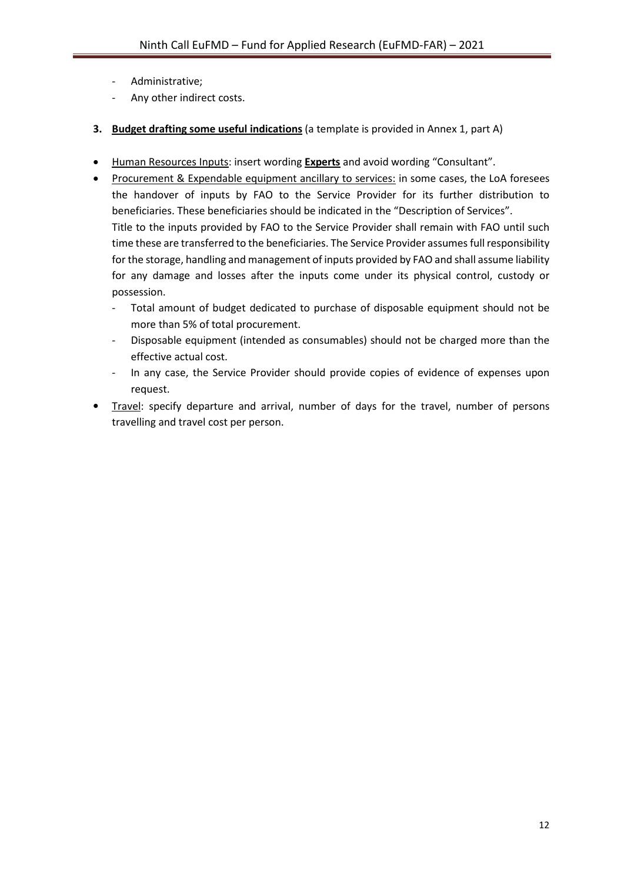- Administrative;
- Any other indirect costs.

3. **Budget drafting some useful indications** (a template is provided in Annex 1, part A)

- Human Resources Inputs: insert wording **Experts** and avoid wording "Consultant".
- Procurement & Expendable equipment ancillary to services: in some cases, the LoA foresees the handover of inputs by FAO to the Service Provider for its further distribution to beneficiaries. These beneficiaries should be indicated in the "Description of Services".

  Title to the inputs provided by FAO to the Service Provider shall remain with FAO until such time these are transferred to the beneficiaries. The Service Provider assumes full responsibility for the storage, handling and management of inputs provided by FAO and shall assume liability for any damage and losses after the inputs come under its physical control, custody or possession.
  - Total amount of budget dedicated to purchase of disposable equipment should not be more than 5% of total procurement.
  - Disposable equipment (intended as consumables) should not be charged more than the effective actual cost.
  - In any case, the Service Provider should provide copies of evidence of expenses upon request.
- Travel: specify departure and arrival, number of days for the travel, number of persons travelling and travel cost per person.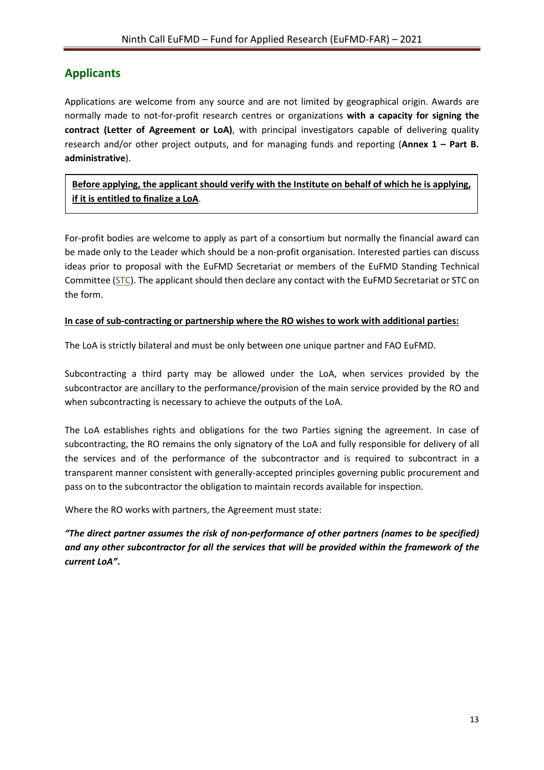## Applicants

Applications are welcome from any source and are not limited by geographical origin. Awards are normally made to not-for-profit research centres or organizations **with a capacity for signing the contract (Letter of Agreement or LoA)**, with principal investigators capable of delivering quality research and/or other project outputs, and for managing funds and reporting (**Annex 1 – Part B. administrative**).

<u>**Before applying, the applicant should verify with the Institute on behalf of which he is applying, if it is entitled to finalize a LoA**</u>.

For-profit bodies are welcome to apply as part of a consortium but normally the financial award can be made only to the Leader which should be a non-profit organisation. Interested parties can discuss ideas prior to proposal with the EuFMD Secretariat or members of the EuFMD Standing Technical Committee (STC). The applicant should then declare any contact with the EuFMD Secretariat or STC on the form.

<u>**In case of sub-contracting or partnership where the RO wishes to work with additional parties:**</u>

The LoA is strictly bilateral and must be only between one unique partner and FAO EuFMD.

Subcontracting a third party may be allowed under the LoA, when services provided by the subcontractor are ancillary to the performance/provision of the main service provided by the RO and when subcontracting is necessary to achieve the outputs of the LoA.

The LoA establishes rights and obligations for the two Parties signing the agreement. In case of subcontracting, the RO remains the only signatory of the LoA and fully responsible for delivery of all the services and of the performance of the subcontractor and is required to subcontract in a transparent manner consistent with generally-accepted principles governing public procurement and pass on to the subcontractor the obligation to maintain records available for inspection.

Where the RO works with partners, the Agreement must state:

***"The direct partner assumes the risk of non-performance of other partners (names to be specified) and any other subcontractor for all the services that will be provided within the framework of the current LoA".***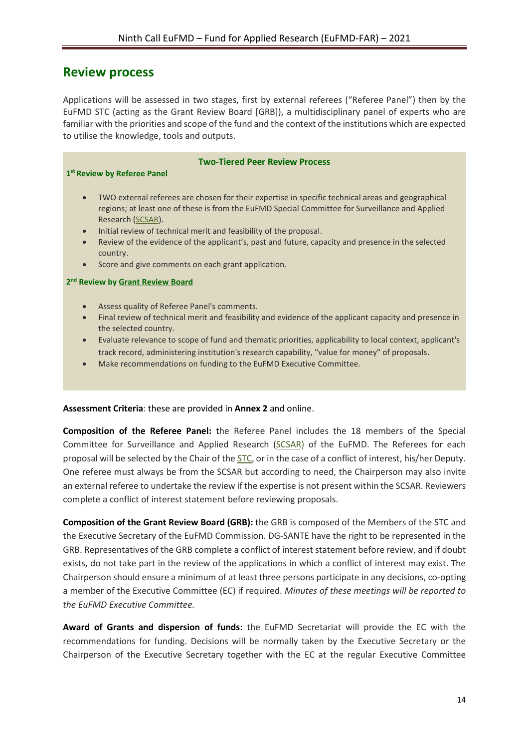## Review process

Applications will be assessed in two stages, first by external referees ("Referee Panel") then by the EuFMD STC (acting as the Grant Review Board [GRB]), a multidisciplinary panel of experts who are familiar with the priorities and scope of the fund and the context of the institutions which are expected to utilise the knowledge, tools and outputs.

**Two-Tiered Peer Review Process**

**1st Review by Referee Panel**

- TWO external referees are chosen for their expertise in specific technical areas and geographical regions; at least one of these is from the EuFMD Special Committee for Surveillance and Applied Research (SCSAR).
- Initial review of technical merit and feasibility of the proposal.
- Review of the evidence of the applicant's, past and future, capacity and presence in the selected country.
- Score and give comments on each grant application.

**2nd Review by Grant Review Board**

- Assess quality of Referee Panel's comments.
- Final review of technical merit and feasibility and evidence of the applicant capacity and presence in the selected country.
- Evaluate relevance to scope of fund and thematic priorities, applicability to local context, applicant's track record, administering institution's research capability, "value for money" of proposals.
- Make recommendations on funding to the EuFMD Executive Committee.

**Assessment Criteria**: these are provided in **Annex 2** and online.

**Composition of the Referee Panel:** the Referee Panel includes the 18 members of the Special Committee for Surveillance and Applied Research (SCSAR) of the EuFMD. The Referees for each proposal will be selected by the Chair of the STC, or in the case of a conflict of interest, his/her Deputy. One referee must always be from the SCSAR but according to need, the Chairperson may also invite an external referee to undertake the review if the expertise is not present within the SCSAR. Reviewers complete a conflict of interest statement before reviewing proposals.

**Composition of the Grant Review Board (GRB):** the GRB is composed of the Members of the STC and the Executive Secretary of the EuFMD Commission. DG-SANTE have the right to be represented in the GRB. Representatives of the GRB complete a conflict of interest statement before review, and if doubt exists, do not take part in the review of the applications in which a conflict of interest may exist. The Chairperson should ensure a minimum of at least three persons participate in any decisions, co-opting a member of the Executive Committee (EC) if required. *Minutes of these meetings will be reported to the EuFMD Executive Committee.*

**Award of Grants and dispersion of funds:** the EuFMD Secretariat will provide the EC with the recommendations for funding. Decisions will be normally taken by the Executive Secretary or the Chairperson of the Executive Secretary together with the EC at the regular Executive Committee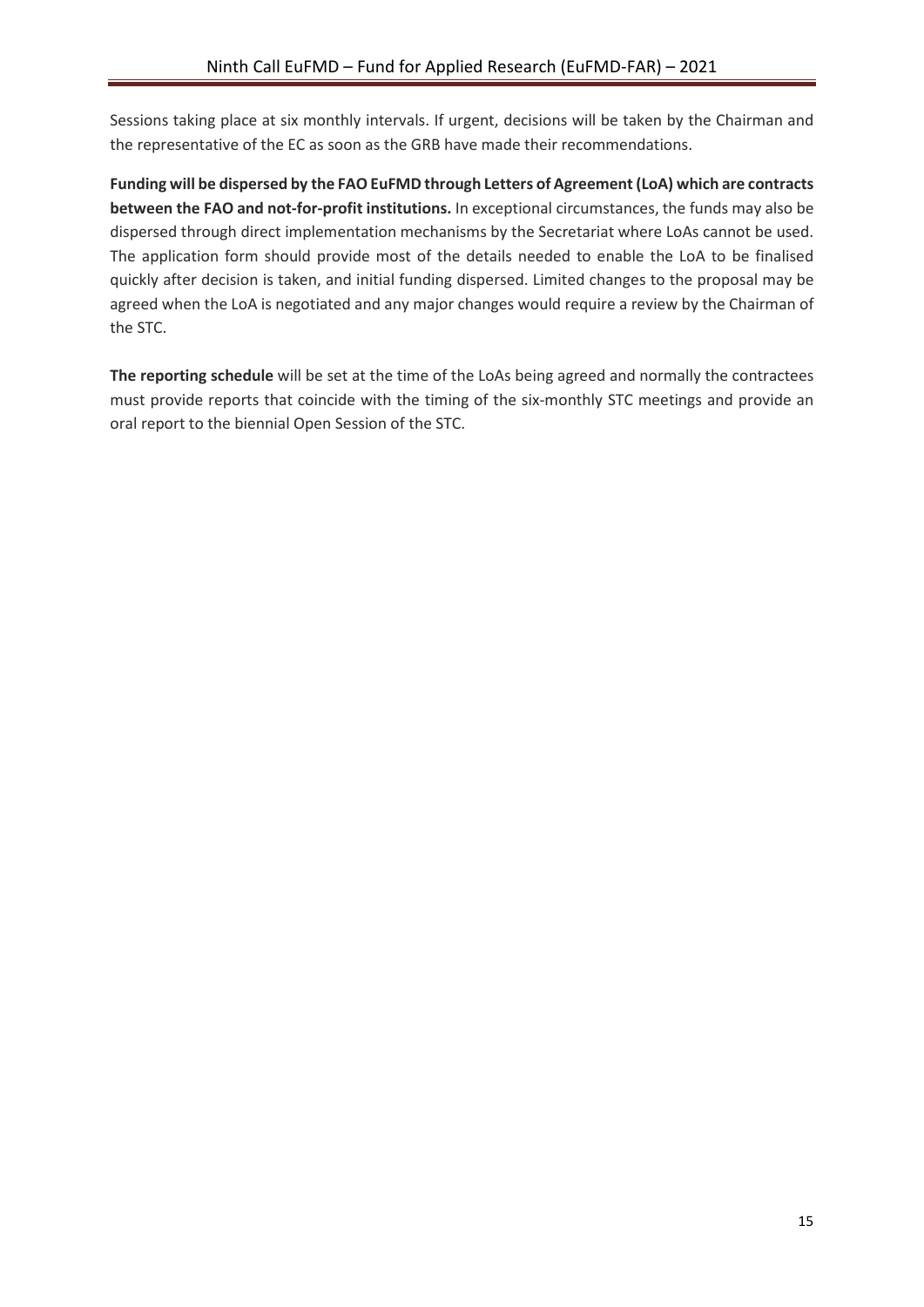Sessions taking place at six monthly intervals. If urgent, decisions will be taken by the Chairman and the representative of the EC as soon as the GRB have made their recommendations.

**Funding will be dispersed by the FAO EuFMD through Letters of Agreement (LoA) which are contracts between the FAO and not-for-profit institutions.** In exceptional circumstances, the funds may also be dispersed through direct implementation mechanisms by the Secretariat where LoAs cannot be used. The application form should provide most of the details needed to enable the LoA to be finalised quickly after decision is taken, and initial funding dispersed. Limited changes to the proposal may be agreed when the LoA is negotiated and any major changes would require a review by the Chairman of the STC.

**The reporting schedule** will be set at the time of the LoAs being agreed and normally the contractees must provide reports that coincide with the timing of the six-monthly STC meetings and provide an oral report to the biennial Open Session of the STC.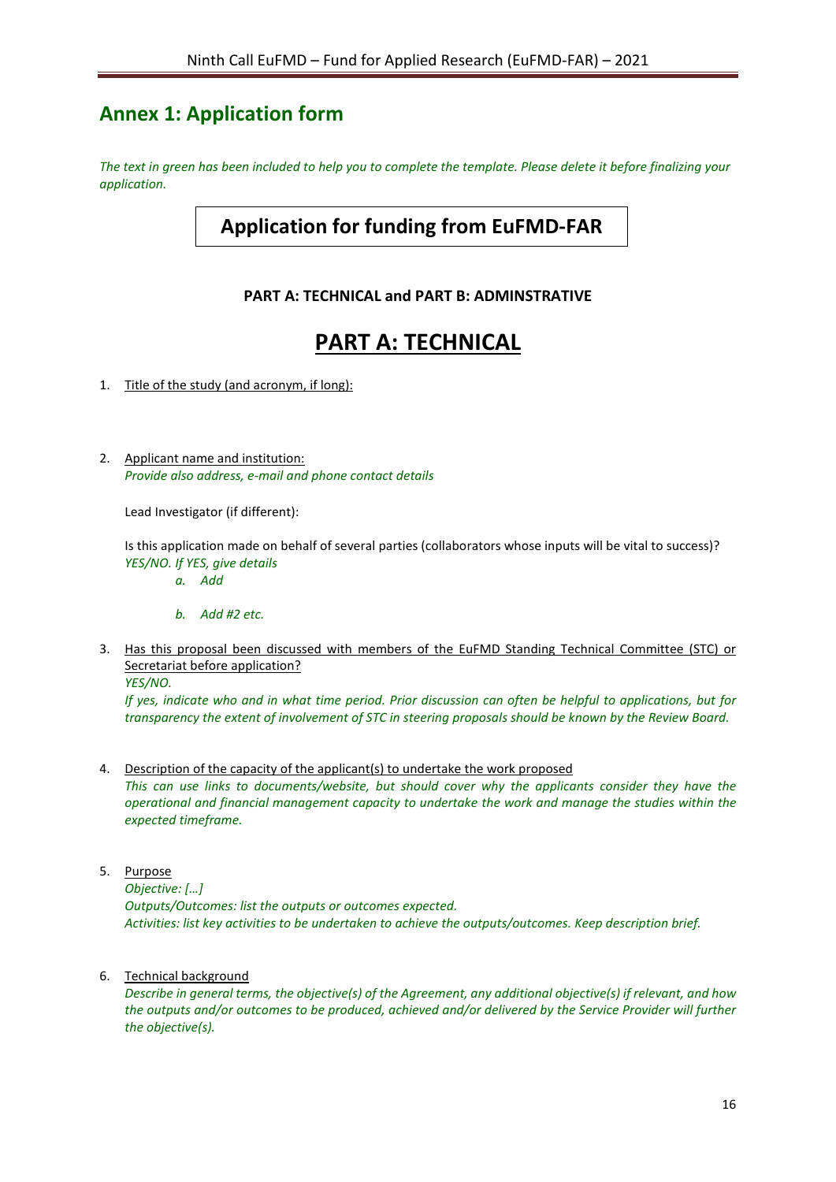## Annex 1: Application form

*The text in green has been included to help you to complete the template. Please delete it before finalizing your application.*

# Application for funding from EuFMD-FAR

**PART A: TECHNICAL and PART B: ADMINSTRATIVE**

# PART A: TECHNICAL

1. Title of the study (and acronym, if long):

2. Applicant name and institution:
   *Provide also address, e-mail and phone contact details*

   Lead Investigator (if different):

   Is this application made on behalf of several parties (collaborators whose inputs will be vital to success)? *YES/NO. If YES, give details*

   a. *Add*

   b. *Add #2 etc.*

3. Has this proposal been discussed with members of the EuFMD Standing Technical Committee (STC) or Secretariat before application?
   *YES/NO.*
   *If yes, indicate who and in what time period. Prior discussion can often be helpful to applications, but for transparency the extent of involvement of STC in steering proposals should be known by the Review Board.*

4. Description of the capacity of the applicant(s) to undertake the work proposed
   *This can use links to documents/website, but should cover why the applicants consider they have the operational and financial management capacity to undertake the work and manage the studies within the expected timeframe.*

5. Purpose
   *Objective: [...]*
   *Outputs/Outcomes: list the outputs or outcomes expected.*
   *Activities: list key activities to be undertaken to achieve the outputs/outcomes. Keep description brief.*

6. Technical background
   *Describe in general terms, the objective(s) of the Agreement, any additional objective(s) if relevant, and how the outputs and/or outcomes to be produced, achieved and/or delivered by the Service Provider will further the objective(s).*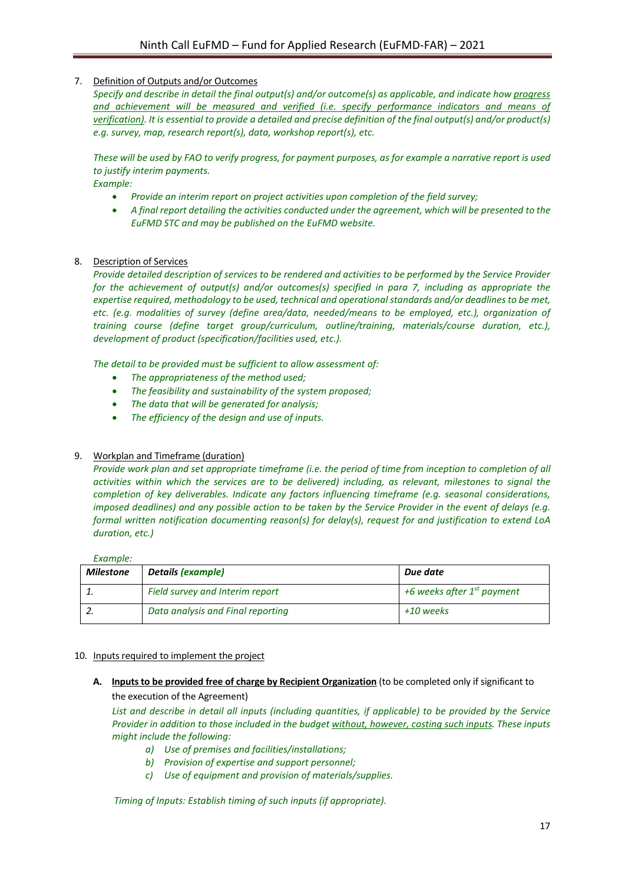7. <u>Definition of Outputs and/or Outcomes</u>

   *Specify and describe in detail the final output(s) and/or outcome(s) as applicable, and indicate how <u>progress and achievement will be measured and verified (i.e. specify performance indicators and means of verification)</u>. It is essential to provide a detailed and precise definition of the final output(s) and/or product(s) e.g. survey, map, research report(s), data, workshop report(s), etc.*

   *These will be used by FAO to verify progress, for payment purposes, as for example a narrative report is used to justify interim payments.*

   *Example:*

   - *Provide an interim report on project activities upon completion of the field survey;*
   - *A final report detailing the activities conducted under the agreement, which will be presented to the EuFMD STC and may be published on the EuFMD website.*

8. <u>Description of Services</u>

   *Provide detailed description of services to be rendered and activities to be performed by the Service Provider for the achievement of output(s) and/or outcomes(s) specified in para 7, including as appropriate the expertise required, methodology to be used, technical and operational standards and/or deadlines to be met, etc. (e.g. modalities of survey (define area/data, needed/means to be employed, etc.), organization of training course (define target group/curriculum, outline/training, materials/course duration, etc.), development of product (specification/facilities used, etc.).*

   *The detail to be provided must be sufficient to allow assessment of:*

   - *The appropriateness of the method used;*
   - *The feasibility and sustainability of the system proposed;*
   - *The data that will be generated for analysis;*
   - *The efficiency of the design and use of inputs.*

9. <u>Workplan and Timeframe (duration)</u>

   *Provide work plan and set appropriate timeframe (i.e. the period of time from inception to completion of all activities within which the services are to be delivered) including, as relevant, milestones to signal the completion of key deliverables. Indicate any factors influencing timeframe (e.g. seasonal considerations, imposed deadlines) and any possible action to be taken by the Service Provider in the event of delays (e.g. formal written notification documenting reason(s) for delay(s), request for and justification to extend LoA duration, etc.)*

   *Example:*

| ***Milestone*** | ***Details (example)*** | ***Due date*** |
|---|---|---|
| *1.* | *Field survey and Interim report* | *+6 weeks after 1st payment* |
| *2.* | *Data analysis and Final reporting* | *+10 weeks* |

10. <u>Inputs required to implement the project</u>

    **A. <u>Inputs to be provided free of charge by Recipient Organization</u>** (to be completed only if significant to the execution of the Agreement)

    *List and describe in detail all inputs (including quantities, if applicable) to be provided by the Service Provider in addition to those included in the budget <u>without, however, costing such inputs</u>. These inputs might include the following:*

    a) *Use of premises and facilities/installations;*
    b) *Provision of expertise and support personnel;*
    c) *Use of equipment and provision of materials/supplies.*

    *Timing of Inputs: Establish timing of such inputs (if appropriate).*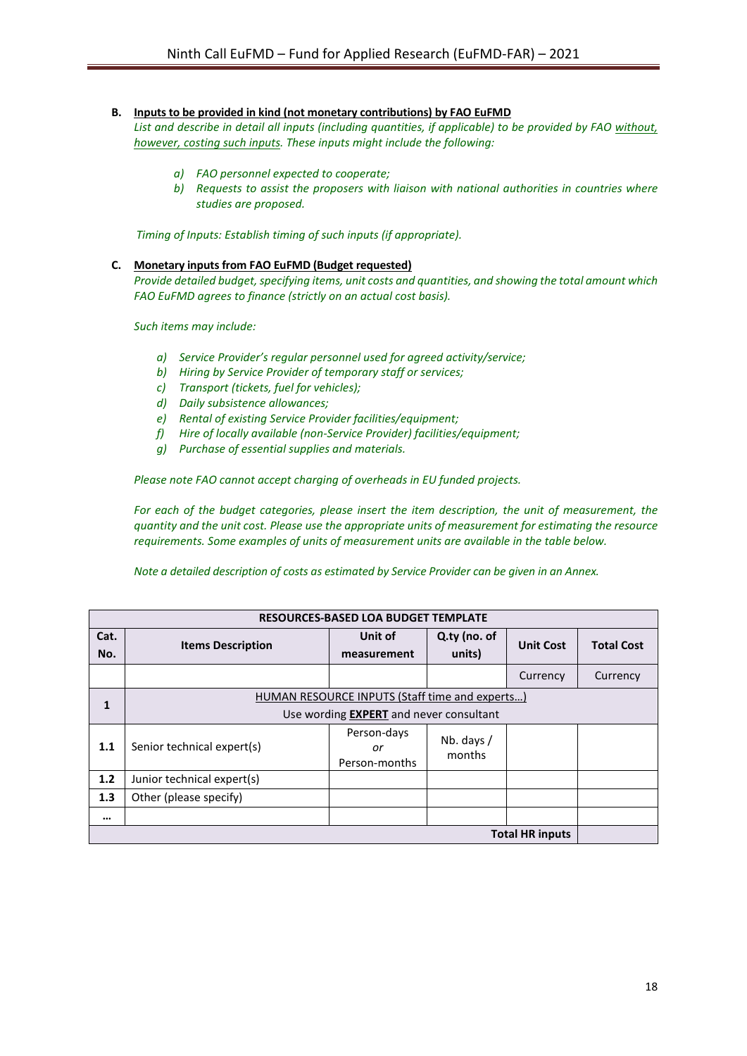**B. <u>Inputs to be provided in kind (not monetary contributions) by FAO EuFMD</u>**

*List and describe in detail all inputs (including quantities, if applicable) to be provided by FAO <u>without, however, costing such inputs</u>. These inputs might include the following:*

- *a) FAO personnel expected to cooperate;*
- *b) Requests to assist the proposers with liaison with national authorities in countries where studies are proposed.*

*Timing of Inputs: Establish timing of such inputs (if appropriate).*

**C. <u>Monetary inputs from FAO EuFMD (Budget requested)</u>**

*Provide detailed budget, specifying items, unit costs and quantities, and showing the total amount which FAO EuFMD agrees to finance (strictly on an actual cost basis).*

*Such items may include:*

- *a) Service Provider's regular personnel used for agreed activity/service;*
- *b) Hiring by Service Provider of temporary staff or services;*
- *c) Transport (tickets, fuel for vehicles);*
- *d) Daily subsistence allowances;*
- *e) Rental of existing Service Provider facilities/equipment;*
- *f) Hire of locally available (non-Service Provider) facilities/equipment;*
- *g) Purchase of essential supplies and materials.*

*Please note FAO cannot accept charging of overheads in EU funded projects.*

*For each of the budget categories, please insert the item description, the unit of measurement, the quantity and the unit cost. Please use the appropriate units of measurement for estimating the resource requirements. Some examples of units of measurement units are available in the table below.*

*Note a detailed description of costs as estimated by Service Provider can be given in an Annex.*

| **RESOURCES-BASED LOA BUDGET TEMPLATE** | | | | | |
|---|---|---|---|---|---|
| **Cat. No.** | **Items Description** | **Unit of measurement** | **Q.ty (no. of units)** | **Unit Cost** | **Total Cost** |
| | | | | Currency | Currency |
| **1** | <u>HUMAN RESOURCE INPUTS (Staff time and experts…)</u> Use wording **<u>EXPERT</u>** and never consultant | | | | |
| **1.1** | Senior technical expert(s) | Person-days *or* Person-months | Nb. days / months | | |
| **1.2** | Junior technical expert(s) | | | | |
| **1.3** | Other (please specify) | | | | |
| **…** | | | | | |
| | | | | **Total HR inputs** | |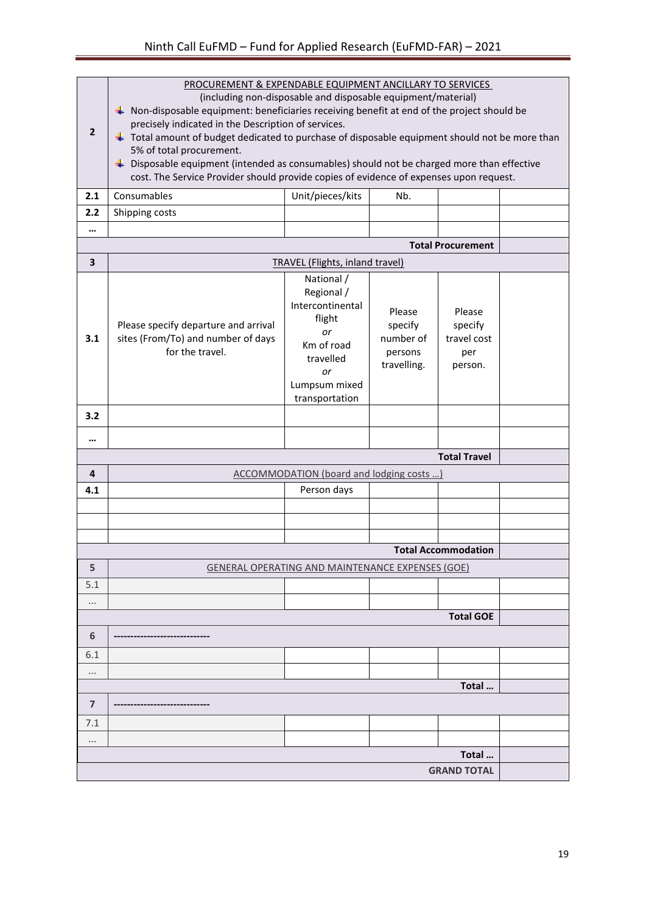| | | | | | |
|---|---|---|---|---|---|
| **2** | PROCUREMENT & EXPENDABLE EQUIPMENT ANCILLARY TO SERVICES (including non-disposable and disposable equipment/material)<br>- Non-disposable equipment: beneficiaries receiving benefit at end of the project should be precisely indicated in the Description of services.<br>- Total amount of budget dedicated to purchase of disposable equipment should not be more than 5% of total procurement.<br>- Disposable equipment (intended as consumables) should not be charged more than effective cost. The Service Provider should provide copies of evidence of expenses upon request. | | | | |
| **2.1** | Consumables | Unit/pieces/kits | Nb. | | |
| **2.2** | Shipping costs | | | | |
| **…** | | | | | |
| | | | | **Total Procurement** | |
| **3** | TRAVEL (Flights, inland travel) | | | | |
| **3.1** | Please specify departure and arrival sites (From/To) and number of days for the travel. | National / Regional / Intercontinental flight *or* Km of road travelled *or* Lumpsum mixed transportation | Please specify number of persons travelling. | Please specify travel cost per person. | |
| **3.2** | | | | | |
| **…** | | | | | |
| | | | | **Total Travel** | |
| **4** | ACCOMMODATION (board and lodging costs …) | | | | |
| **4.1** | | Person days | | | |
| | | | | | |
| | | | | | |
| | | | | | |
| | | | | **Total Accommodation** | |
| **5** | GENERAL OPERATING AND MAINTENANCE EXPENSES (GOE) | | | | |
| 5.1 | | | | | |
| … | | | | | |
| | | | | **Total GOE** | |
| **6** | **----------------------------** | | | | |
| 6.1 | | | | | |
| … | | | | | |
| | | | | **Total …** | |
| **7** | **----------------------------** | | | | |
| 7.1 | | | | | |
| … | | | | | |
| | | | | **Total …** | |
| | | | | **GRAND TOTAL** | |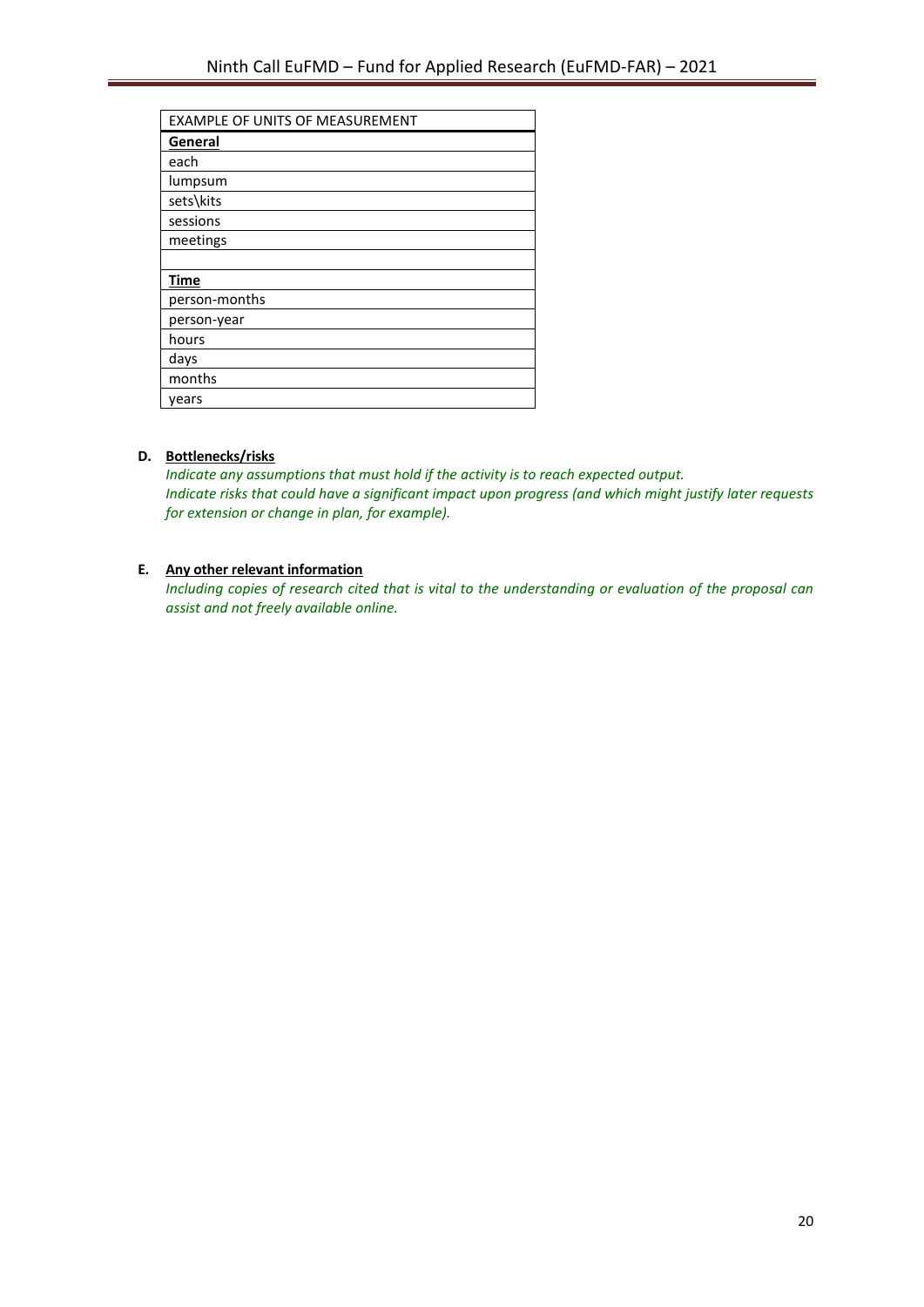| EXAMPLE OF UNITS OF MEASUREMENT |
| --- |
| **General** |
| each |
| lumpsum |
| sets\kits |
| sessions |
| meetings |
| |
| **Time** |
| person-months |
| person-year |
| hours |
| days |
| months |
| years |

**D. Bottlenecks/risks**

*Indicate any assumptions that must hold if the activity is to reach expected output.*
*Indicate risks that could have a significant impact upon progress (and which might justify later requests for extension or change in plan, for example).*

**E. Any other relevant information**

*Including copies of research cited that is vital to the understanding or evaluation of the proposal can assist and not freely available online.*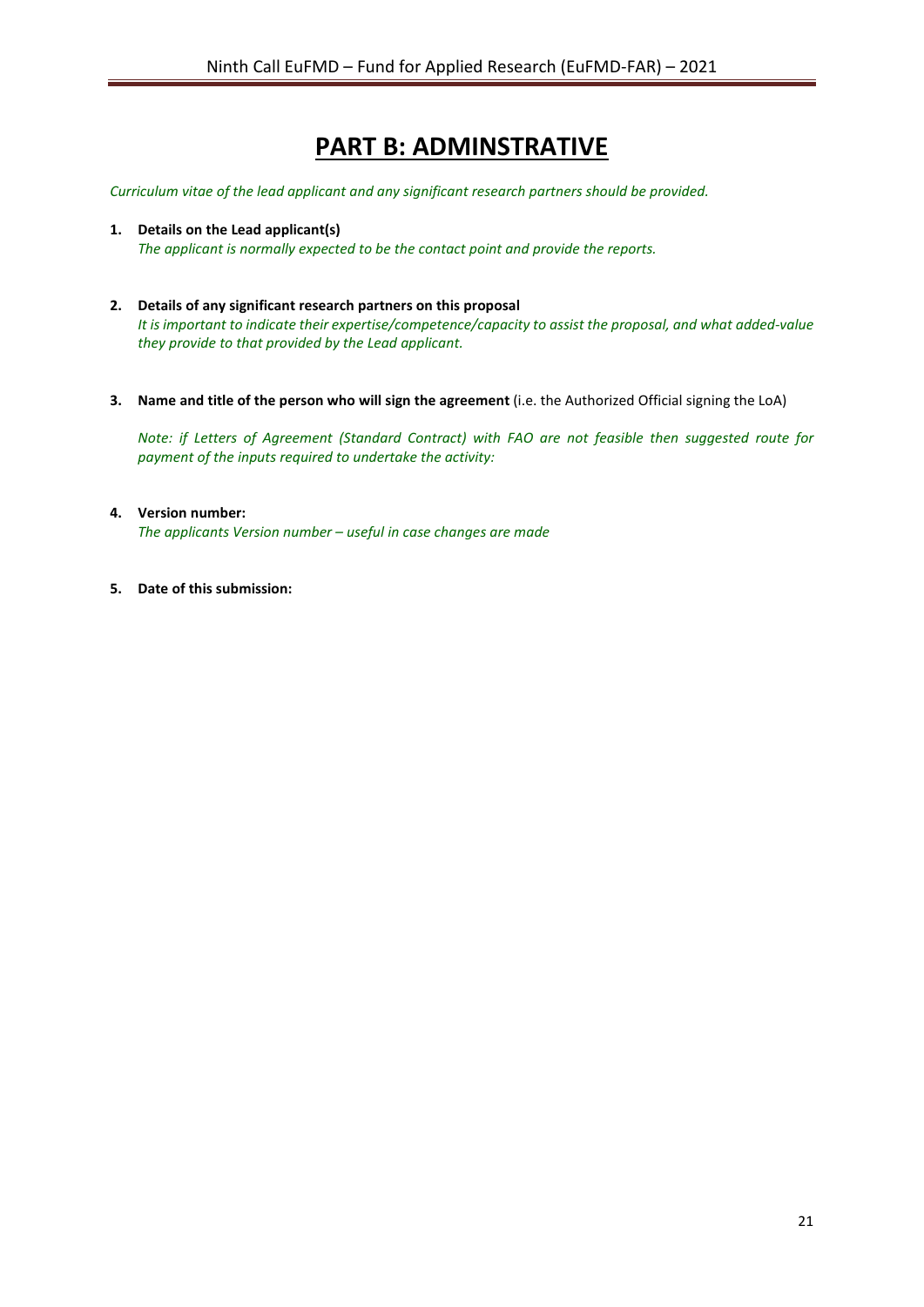# PART B: ADMINSTRATIVE

*Curriculum vitae of the lead applicant and any significant research partners should be provided.*

1. **Details on the Lead applicant(s)**
   *The applicant is normally expected to be the contact point and provide the reports.*

2. **Details of any significant research partners on this proposal**
   *It is important to indicate their expertise/competence/capacity to assist the proposal, and what added-value they provide to that provided by the Lead applicant.*

3. **Name and title of the person who will sign the agreement** (i.e. the Authorized Official signing the LoA)

   *Note: if Letters of Agreement (Standard Contract) with FAO are not feasible then suggested route for payment of the inputs required to undertake the activity:*

4. **Version number:**
   *The applicants Version number – useful in case changes are made*

5. **Date of this submission:**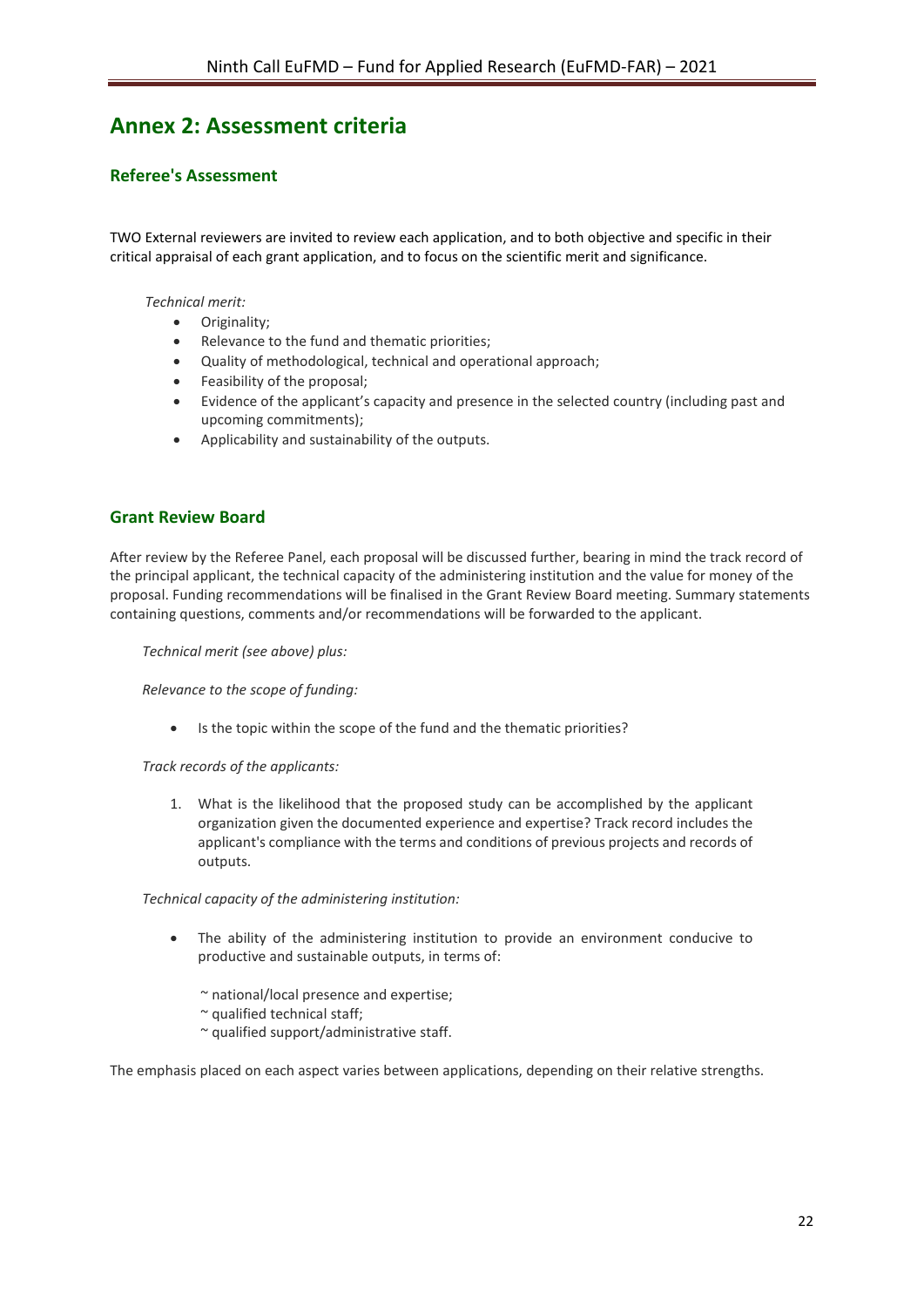# Annex 2: Assessment criteria

## Referee's Assessment

TWO External reviewers are invited to review each application, and to both objective and specific in their critical appraisal of each grant application, and to focus on the scientific merit and significance.

*Technical merit:*

- Originality;
- Relevance to the fund and thematic priorities;
- Quality of methodological, technical and operational approach;
- Feasibility of the proposal;
- Evidence of the applicant's capacity and presence in the selected country (including past and upcoming commitments);
- Applicability and sustainability of the outputs.

## Grant Review Board

After review by the Referee Panel, each proposal will be discussed further, bearing in mind the track record of the principal applicant, the technical capacity of the administering institution and the value for money of the proposal. Funding recommendations will be finalised in the Grant Review Board meeting. Summary statements containing questions, comments and/or recommendations will be forwarded to the applicant.

*Technical merit (see above) plus:*

*Relevance to the scope of funding:*

- Is the topic within the scope of the fund and the thematic priorities?

*Track records of the applicants:*

1. What is the likelihood that the proposed study can be accomplished by the applicant organization given the documented experience and expertise? Track record includes the applicant's compliance with the terms and conditions of previous projects and records of outputs.

*Technical capacity of the administering institution:*

- The ability of the administering institution to provide an environment conducive to productive and sustainable outputs, in terms of:

  ~ national/local presence and expertise;
  ~ qualified technical staff;
  ~ qualified support/administrative staff.

The emphasis placed on each aspect varies between applications, depending on their relative strengths.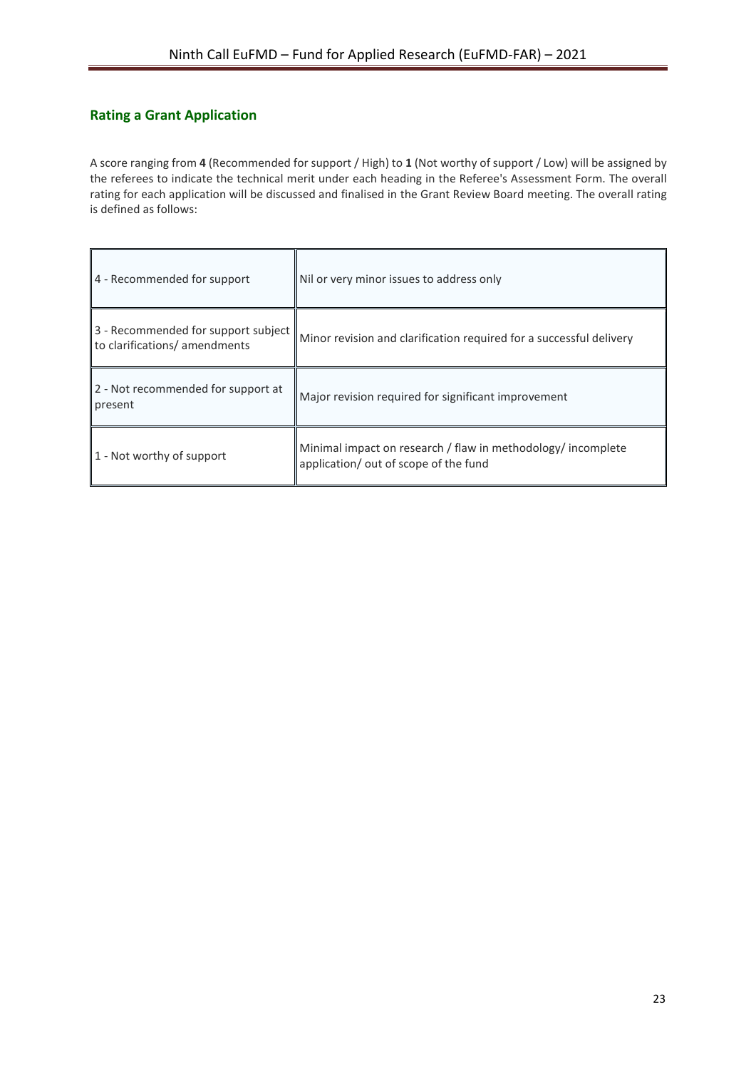## Rating a Grant Application

A score ranging from **4** (Recommended for support / High) to **1** (Not worthy of support / Low) will be assigned by the referees to indicate the technical merit under each heading in the Referee's Assessment Form. The overall rating for each application will be discussed and finalised in the Grant Review Board meeting. The overall rating is defined as follows:

| | |
|---|---|
| 4 - Recommended for support | Nil or very minor issues to address only |
| 3 - Recommended for support subject to clarifications/ amendments | Minor revision and clarification required for a successful delivery |
| 2 - Not recommended for support at present | Major revision required for significant improvement |
| 1 - Not worthy of support | Minimal impact on research / flaw in methodology/ incomplete application/ out of scope of the fund |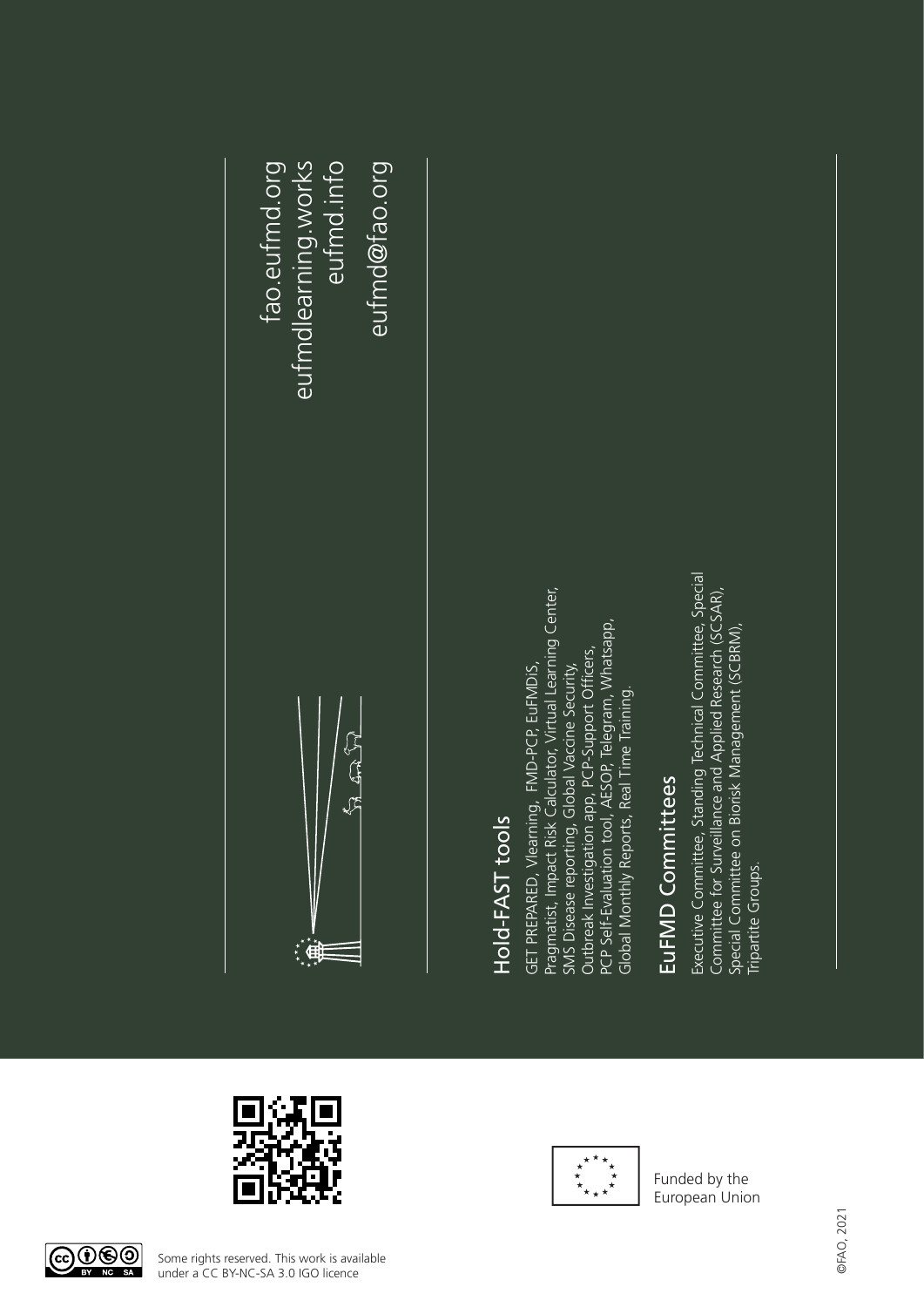fao.eufmd.org
eufmdlearning.works
eufmd.info

eufmd@fao.org

## Hold-FAST tools

GET PREPARED, Vlearning, FMD-PCP, EuFMDiS, Pragmatist, Impact Risk Calculator, Virtual Learning Center, SMS Disease reporting, Global Vaccine Security, Outbreak Investigation app, PCP-Support Officers, PCP Self-Evaluation tool, AESOP, Telegram, Whatsapp, Global Monthly Reports, Real Time Training.

## EuFMD Committees

Executive Committee, Standing Technical Committee, Special Committee for Surveillance and Applied Research (SCSAR), Special Committee on Biorisk Management (SCBRM), Tripartite Groups.

Funded by the European Union

Some rights reserved. This work is available under a CC BY-NC-SA 3.0 IGO licence

©FAO, 2021